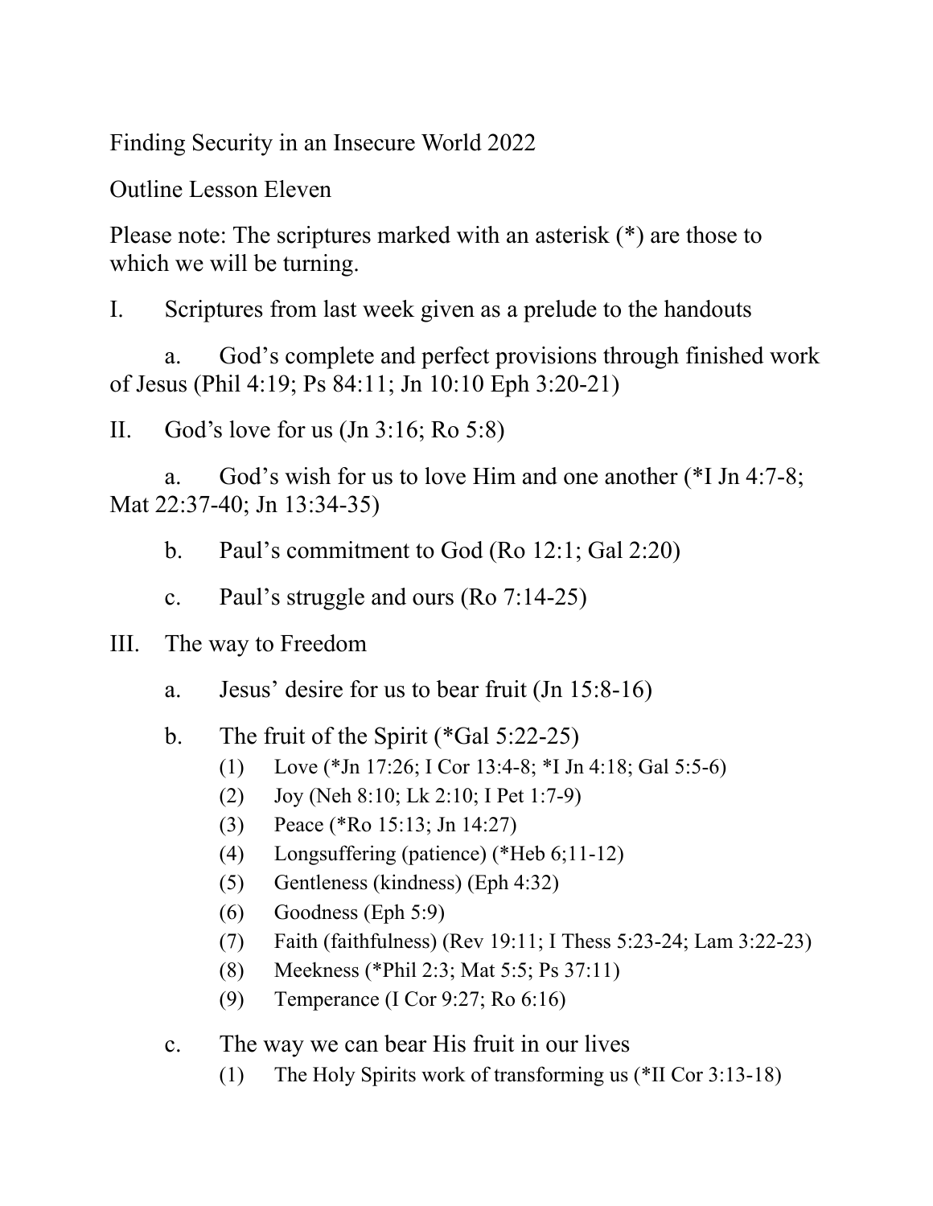Finding Security in an Insecure World 2022

Outline Lesson Eleven

Please note: The scriptures marked with an asterisk (*) are those to which we will be turning.

I. Scriptures from last week given as a prelude to the handouts

  a. God's complete and perfect provisions through finished work of Jesus (Phil 4:19; Ps 84:11; Jn 10:10 Eph 3:20-21)

II. God's love for us (Jn 3:16; Ro 5:8)

  a. God's wish for us to love Him and one another (*I Jn 4:7-8; Mat 22:37-40; Jn 13:34-35)

  b. Paul's commitment to God (Ro 12:1; Gal 2:20)

  c. Paul's struggle and ours (Ro 7:14-25)

III. The way to Freedom

  a. Jesus' desire for us to bear fruit (Jn 15:8-16)

  b. The fruit of the Spirit (*Gal 5:22-25)
    (1) Love (*Jn 17:26; I Cor 13:4-8; *I Jn 4:18; Gal 5:5-6)
    (2) Joy (Neh 8:10; Lk 2:10; I Pet 1:7-9)
    (3) Peace (*Ro 15:13; Jn 14:27)
    (4) Longsuffering (patience) (*Heb 6;11-12)
    (5) Gentleness (kindness) (Eph 4:32)
    (6) Goodness (Eph 5:9)
    (7) Faith (faithfulness) (Rev 19:11; I Thess 5:23-24; Lam 3:22-23)
    (8) Meekness (*Phil 2:3; Mat 5:5; Ps 37:11)
    (9) Temperance (I Cor 9:27; Ro 6:16)

  c. The way we can bear His fruit in our lives
    (1) The Holy Spirits work of transforming us (*II Cor 3:13-18)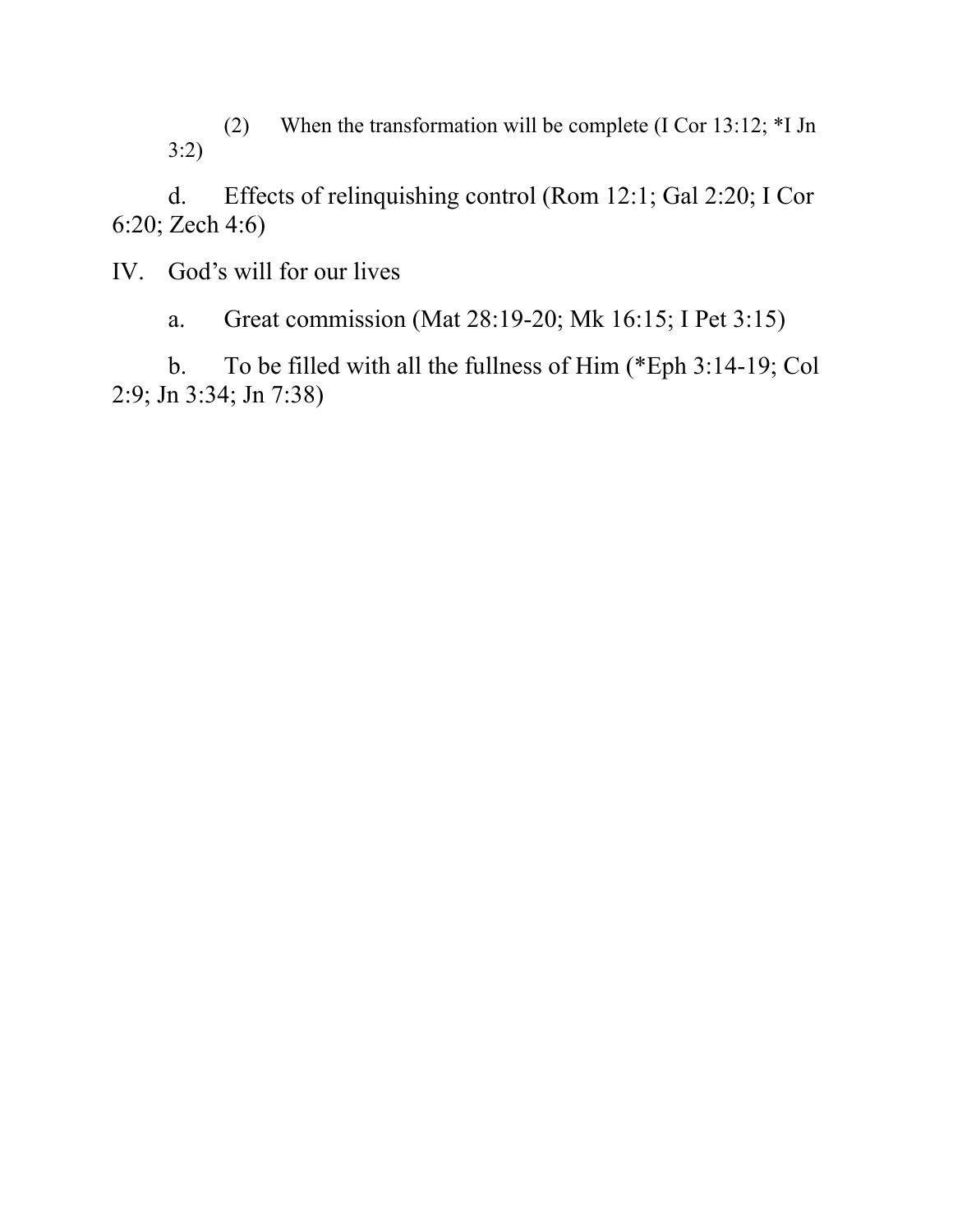(2) When the transformation will be complete (I Cor 13:12; *I Jn 3:2)

d. Effects of relinquishing control (Rom 12:1; Gal 2:20; I Cor 6:20; Zech 4:6)

IV. God's will for our lives

a. Great commission (Mat 28:19-20; Mk 16:15; I Pet 3:15)

b. To be filled with all the fullness of Him (*Eph 3:14-19; Col 2:9; Jn 3:34; Jn 7:38)